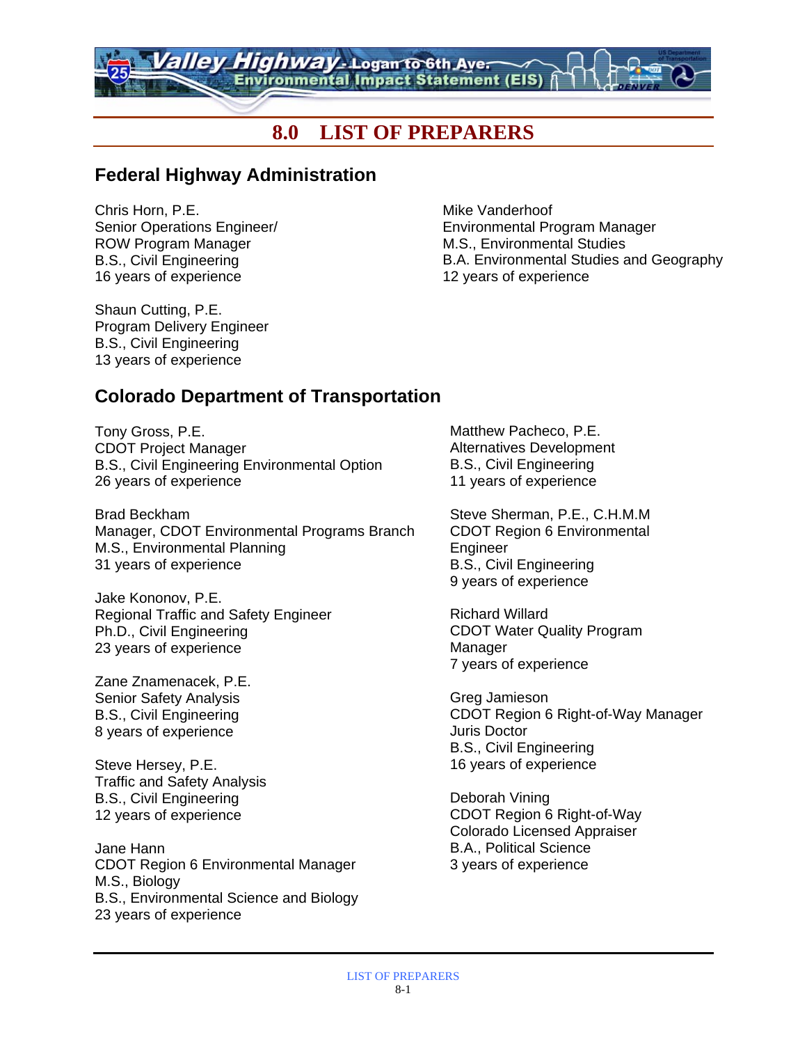# 8.0 LIST OF PREPARERS

## Federal Highway Administration

Chris Horn, P.E.
Senior Operations Engineer/
ROW Program Manager
B.S., Civil Engineering
16 years of experience

Shaun Cutting, P.E.
Program Delivery Engineer
B.S., Civil Engineering
13 years of experience

Mike Vanderhoof
Environmental Program Manager
M.S., Environmental Studies
B.A. Environmental Studies and Geography
12 years of experience

## Colorado Department of Transportation

Tony Gross, P.E.
CDOT Project Manager
B.S., Civil Engineering Environmental Option
26 years of experience

Brad Beckham
Manager, CDOT Environmental Programs Branch
M.S., Environmental Planning
31 years of experience

Jake Kononov, P.E.
Regional Traffic and Safety Engineer
Ph.D., Civil Engineering
23 years of experience

Zane Znamenacek, P.E.
Senior Safety Analysis
B.S., Civil Engineering
8 years of experience

Steve Hersey, P.E.
Traffic and Safety Analysis
B.S., Civil Engineering
12 years of experience

Jane Hann
CDOT Region 6 Environmental Manager
M.S., Biology
B.S., Environmental Science and Biology
23 years of experience

Matthew Pacheco, P.E.
Alternatives Development
B.S., Civil Engineering
11 years of experience

Steve Sherman, P.E., C.H.M.M
CDOT Region 6 Environmental
Engineer
B.S., Civil Engineering
9 years of experience

Richard Willard
CDOT Water Quality Program
Manager
7 years of experience

Greg Jamieson
CDOT Region 6 Right-of-Way Manager
Juris Doctor
B.S., Civil Engineering
16 years of experience

Deborah Vining
CDOT Region 6 Right-of-Way
Colorado Licensed Appraiser
B.A., Political Science
3 years of experience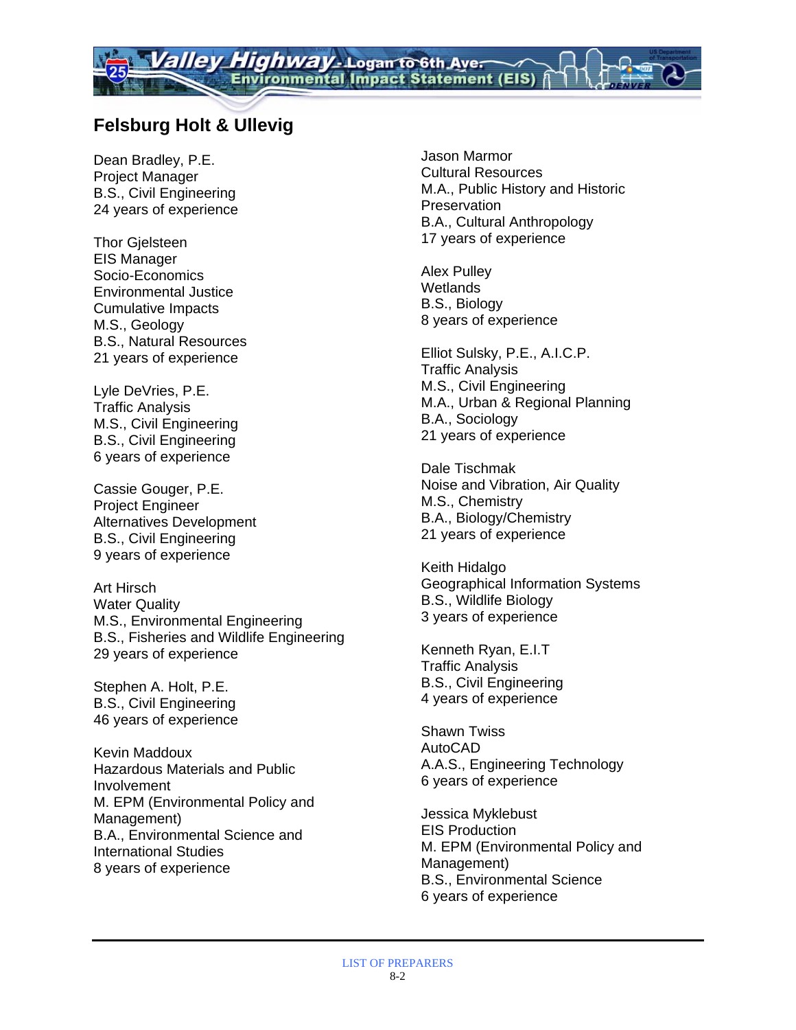## Felsburg Holt & Ullevig

Dean Bradley, P.E.
Project Manager
B.S., Civil Engineering
24 years of experience

Thor Gjelsteen
EIS Manager
Socio-Economics
Environmental Justice
Cumulative Impacts
M.S., Geology
B.S., Natural Resources
21 years of experience

Lyle DeVries, P.E.
Traffic Analysis
M.S., Civil Engineering
B.S., Civil Engineering
6 years of experience

Cassie Gouger, P.E.
Project Engineer
Alternatives Development
B.S., Civil Engineering
9 years of experience

Art Hirsch
Water Quality
M.S., Environmental Engineering
B.S., Fisheries and Wildlife Engineering
29 years of experience

Stephen A. Holt, P.E.
B.S., Civil Engineering
46 years of experience

Kevin Maddoux
Hazardous Materials and Public Involvement
M. EPM (Environmental Policy and Management)
B.A., Environmental Science and International Studies
8 years of experience

Jason Marmor
Cultural Resources
M.A., Public History and Historic Preservation
B.A., Cultural Anthropology
17 years of experience

Alex Pulley
Wetlands
B.S., Biology
8 years of experience

Elliot Sulsky, P.E., A.I.C.P.
Traffic Analysis
M.S., Civil Engineering
M.A., Urban & Regional Planning
B.A., Sociology
21 years of experience

Dale Tischmak
Noise and Vibration, Air Quality
M.S., Chemistry
B.A., Biology/Chemistry
21 years of experience

Keith Hidalgo
Geographical Information Systems
B.S., Wildlife Biology
3 years of experience

Kenneth Ryan, E.I.T
Traffic Analysis
B.S., Civil Engineering
4 years of experience

Shawn Twiss
AutoCAD
A.A.S., Engineering Technology
6 years of experience

Jessica Myklebust
EIS Production
M. EPM (Environmental Policy and Management)
B.S., Environmental Science
6 years of experience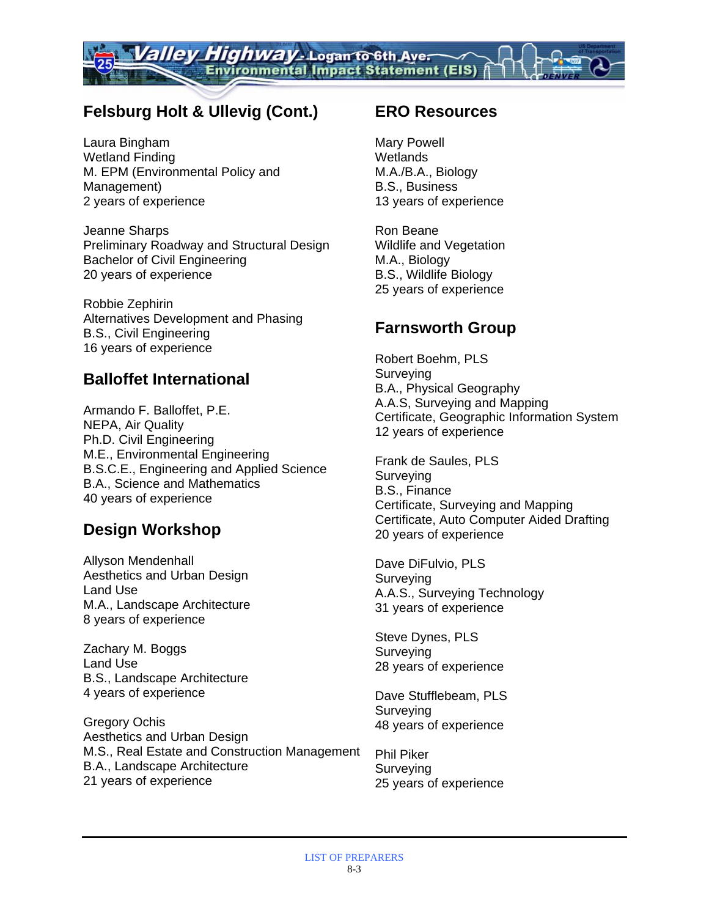## Felsburg Holt & Ullevig (Cont.)

Laura Bingham
Wetland Finding
M. EPM (Environmental Policy and Management)
2 years of experience

Jeanne Sharps
Preliminary Roadway and Structural Design
Bachelor of Civil Engineering
20 years of experience

Robbie Zephirin
Alternatives Development and Phasing
B.S., Civil Engineering
16 years of experience

## Balloffet International

Armando F. Balloffet, P.E.
NEPA, Air Quality
Ph.D. Civil Engineering
M.E., Environmental Engineering
B.S.C.E., Engineering and Applied Science
B.A., Science and Mathematics
40 years of experience

## Design Workshop

Allyson Mendenhall
Aesthetics and Urban Design
Land Use
M.A., Landscape Architecture
8 years of experience

Zachary M. Boggs
Land Use
B.S., Landscape Architecture
4 years of experience

Gregory Ochis
Aesthetics and Urban Design
M.S., Real Estate and Construction Management
B.A., Landscape Architecture
21 years of experience

## ERO Resources

Mary Powell
Wetlands
M.A./B.A., Biology
B.S., Business
13 years of experience

Ron Beane
Wildlife and Vegetation
M.A., Biology
B.S., Wildlife Biology
25 years of experience

## Farnsworth Group

Robert Boehm, PLS
Surveying
B.A., Physical Geography
A.A.S, Surveying and Mapping
Certificate, Geographic Information System
12 years of experience

Frank de Saules, PLS
Surveying
B.S., Finance
Certificate, Surveying and Mapping
Certificate, Auto Computer Aided Drafting
20 years of experience

Dave DiFulvio, PLS
Surveying
A.A.S., Surveying Technology
31 years of experience

Steve Dynes, PLS
Surveying
28 years of experience

Dave Stufflebeam, PLS
Surveying
48 years of experience

Phil Piker
Surveying
25 years of experience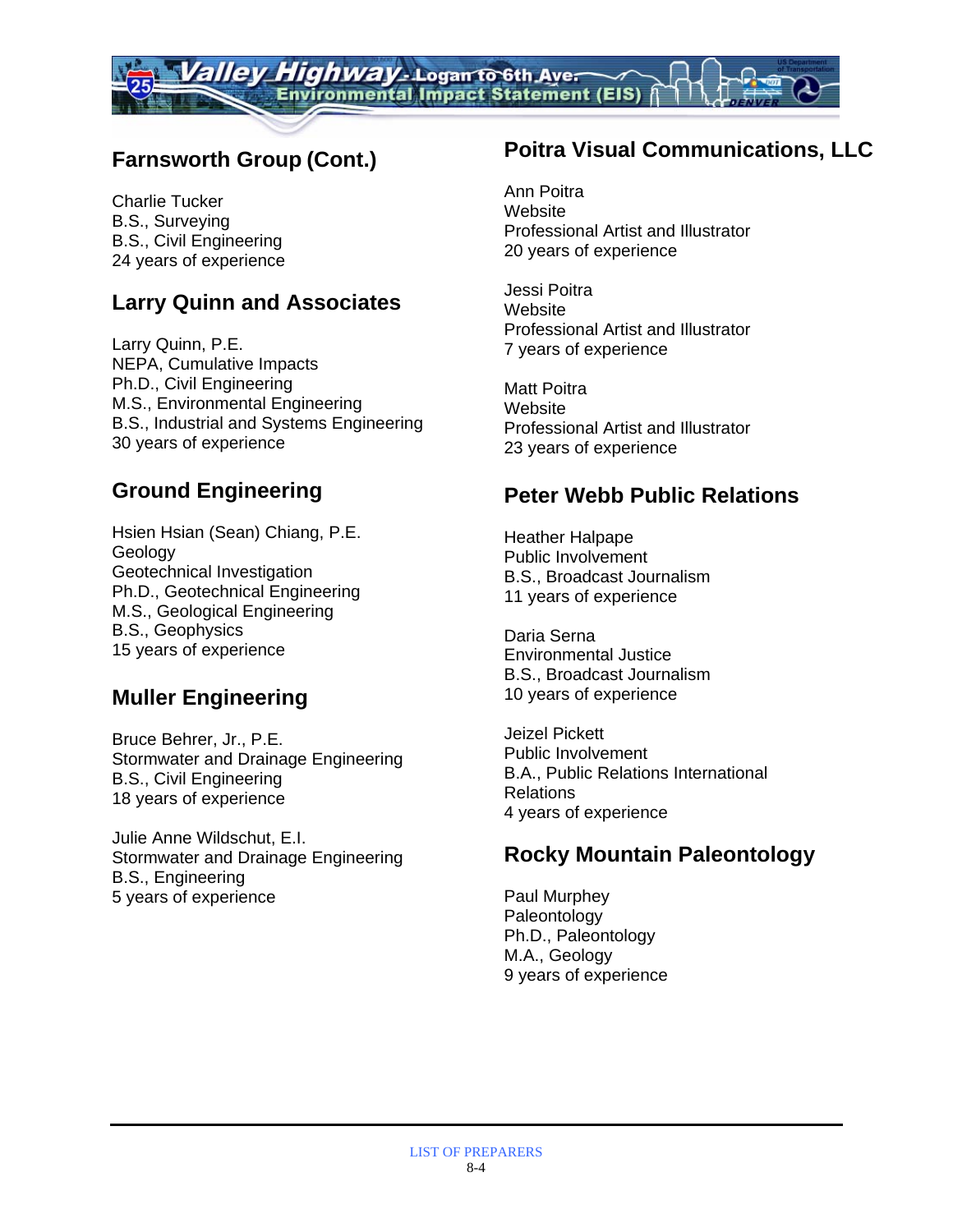## Farnsworth Group (Cont.)

Charlie Tucker
B.S., Surveying
B.S., Civil Engineering
24 years of experience

## Larry Quinn and Associates

Larry Quinn, P.E.
NEPA, Cumulative Impacts
Ph.D., Civil Engineering
M.S., Environmental Engineering
B.S., Industrial and Systems Engineering
30 years of experience

## Ground Engineering

Hsien Hsian (Sean) Chiang, P.E.
Geology
Geotechnical Investigation
Ph.D., Geotechnical Engineering
M.S., Geological Engineering
B.S., Geophysics
15 years of experience

## Muller Engineering

Bruce Behrer, Jr., P.E.
Stormwater and Drainage Engineering
B.S., Civil Engineering
18 years of experience

Julie Anne Wildschut, E.I.
Stormwater and Drainage Engineering
B.S., Engineering
5 years of experience

## Poitra Visual Communications, LLC

Ann Poitra
Website
Professional Artist and Illustrator
20 years of experience

Jessi Poitra
Website
Professional Artist and Illustrator
7 years of experience

Matt Poitra
Website
Professional Artist and Illustrator
23 years of experience

## Peter Webb Public Relations

Heather Halpape
Public Involvement
B.S., Broadcast Journalism
11 years of experience

Daria Serna
Environmental Justice
B.S., Broadcast Journalism
10 years of experience

Jeizel Pickett
Public Involvement
B.A., Public Relations International Relations
4 years of experience

## Rocky Mountain Paleontology

Paul Murphey
Paleontology
Ph.D., Paleontology
M.A., Geology
9 years of experience